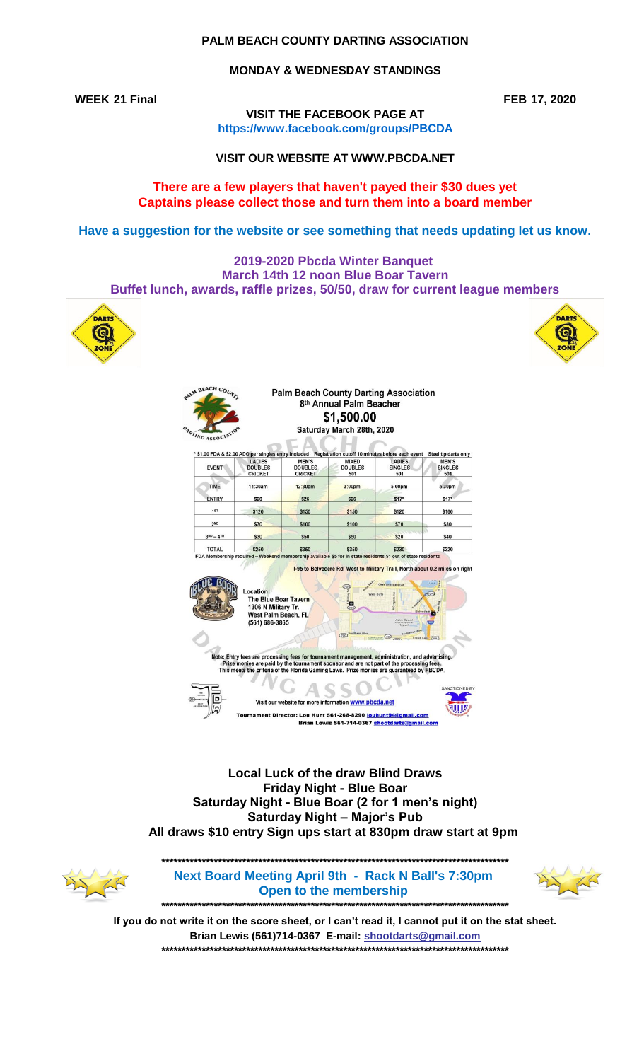# PALM BEACH COUNTY DARTING ASSOCIATION

## MONDAY & WEDNESDAY STANDINGS

**WEEK 21 Final** **FEB 17, 2020**

**VISIT THE FACEBOOK PAGE AT**
**https://www.facebook.com/groups/PBCDA**

**VISIT OUR WEBSITE AT WWW.PBCDA.NET**

**There are a few players that haven't payed their $30 dues yet**
**Captains please collect those and turn them into a board member**

**Have a suggestion for the website or see something that needs updating let us know.**

**2019-2020 Pbcda Winter Banquet**
**March 14th 12 noon Blue Boar Tavern**
**Buffet lunch, awards, raffle prizes, 50/50, draw for current league members**

**Palm Beach County Darting Association**
**8th Annual Palm Beacher**
**$1,500.00**
**Saturday March 28th, 2020**

* $1.00 FDA & $2.00 ADO per singles entry included  Registration cutoff 10 minutes before each event  Steel tip darts only

| EVENT | LADIES DOUBLES CRICKET | MEN'S DOUBLES CRICKET | MIXED DOUBLES 501 | LADIES SINGLES 501 | MEN'S SINGLES 501 |
|---|---|---|---|---|---|
| TIME | 11:30am | 12:30pm | 3:00pm | 5:00pm | 5:30pm |
| ENTRY | $26 | $26 | $26 | $17* | $17* |
| 1ST | $120 | $150 | $150 | $120 | $160 |
| 2ND | $70 | $100 | $100 | $70 | $80 |
| 3RD – 4TH | $30 | $50 | $50 | $20 | $40 |
| TOTAL | $250 | $350 | $350 | $230 | $320 |

FDA Membership required – Weekend membership available $5 for in state residents $1 out of state residents

I-95 to Belvedere Rd, West to Military Trail, North about 0.2 miles on right

Location:
The Blue Boar Tavern
1306 N Military Tr.
West Palm Beach, FL
(561) 686-3865

Note: Entry fees are processing fees for tournament management, administration, and advertising. Prize monies are paid by the tournament sponsor and are not part of the processing fees. This meets the criteria of the Florida Gaming Laws. Prize monies are guaranteed by PBCDA

SANCTIONED BY

Visit our website for more information www.pbcda.net

Tournament Director: Lou Hunt 561-268-8290 louhunt94@gmail.com
Brian Lewis 561-714-0367 shootdarts@gmail.com

**Local Luck of the draw Blind Draws**
**Friday Night - Blue Boar**
**Saturday Night - Blue Boar (2 for 1 men's night)**
**Saturday Night – Major's Pub**
**All draws $10 entry Sign ups start at 830pm draw start at 9pm**

**********************************************************************************************

**Next Board Meeting April 9th - Rack N Ball's 7:30pm**
**Open to the membership**

**********************************************************************************************

**If you do not write it on the score sheet, or I can't read it, I cannot put it on the stat sheet.**
**Brian Lewis (561)714-0367 E-mail: shootdarts@gmail.com**

**********************************************************************************************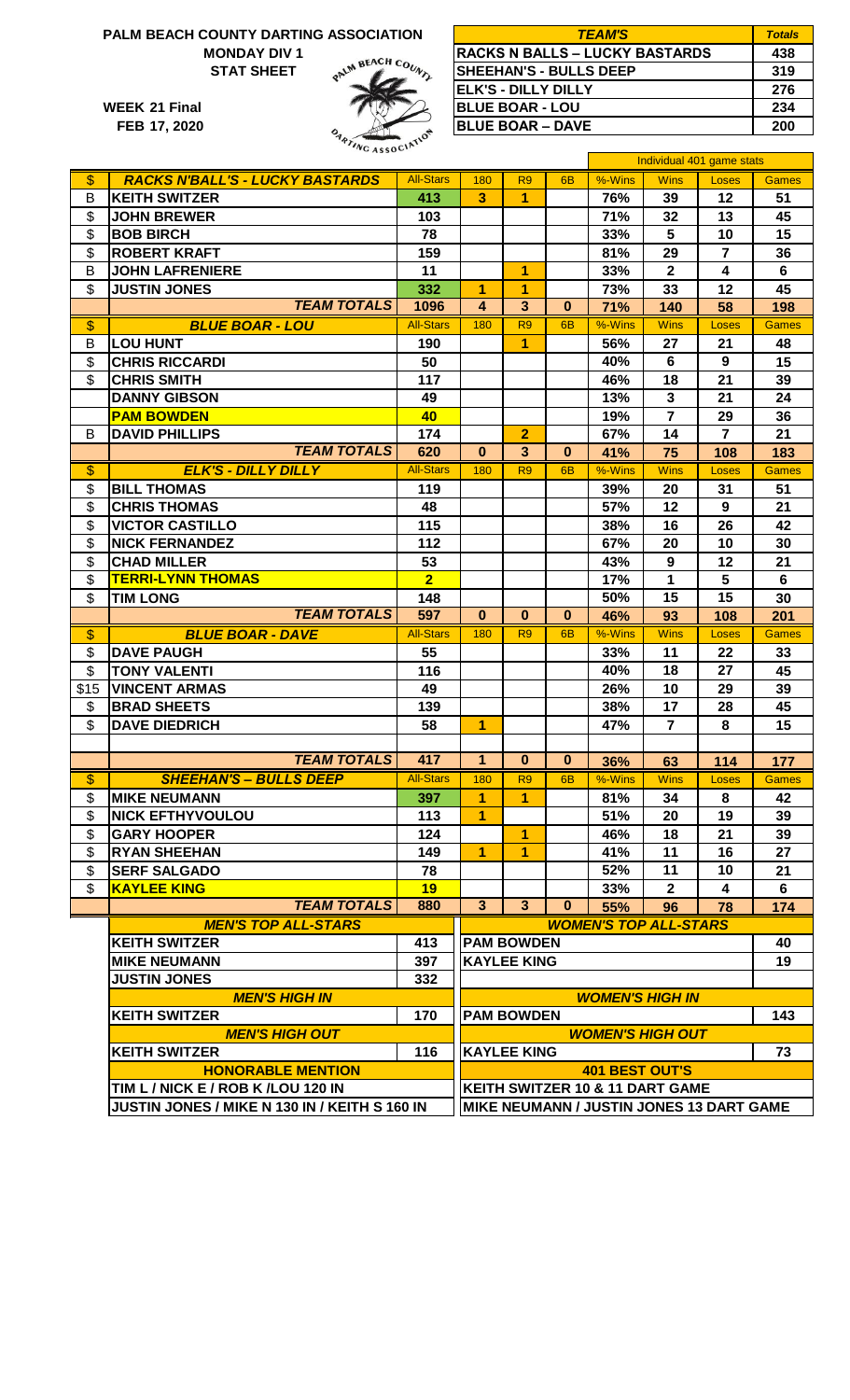# PALM BEACH COUNTY DARTING ASSOCIATION
**MONDAY DIV 1**
**STAT SHEET**

**WEEK 21 Final**
**FEB 17, 2020**

| TEAM'S | Totals |
|---|---|
| RACKS N BALLS – LUCKY BASTARDS | 438 |
| SHEEHAN'S - BULLS DEEP | 319 |
| ELK'S - DILLY DILLY | 276 |
| BLUE BOAR - LOU | 234 |
| BLUE BOAR – DAVE | 200 |

| | | | | | | Individual 401 game stats | | | |
|---|---|---|---|---|---|---|---|---|---|
| $ | RACKS N'BALL'S - LUCKY BASTARDS | All-Stars | 180 | R9 | 6B | %-Wins | Wins | Loses | Games |
| B | KEITH SWITZER | 413 | 3 | 1 | | 76% | 39 | 12 | 51 |
| $ | JOHN BREWER | 103 | | | | 71% | 32 | 13 | 45 |
| $ | BOB BIRCH | 78 | | | | 33% | 5 | 10 | 15 |
| $ | ROBERT KRAFT | 159 | | | | 81% | 29 | 7 | 36 |
| B | JOHN LAFRENIERE | 11 | | 1 | | 33% | 2 | 4 | 6 |
| $ | JUSTIN JONES | 332 | 1 | 1 | | 73% | 33 | 12 | 45 |
| | TEAM TOTALS | 1096 | 4 | 3 | 0 | 71% | 140 | 58 | 198 |
| $ | BLUE BOAR - LOU | All-Stars | 180 | R9 | 6B | %-Wins | Wins | Loses | Games |
| B | LOU HUNT | 190 | | 1 | | 56% | 27 | 21 | 48 |
| $ | CHRIS RICCARDI | 50 | | | | 40% | 6 | 9 | 15 |
| $ | CHRIS SMITH | 117 | | | | 46% | 18 | 21 | 39 |
| | DANNY GIBSON | 49 | | | | 13% | 3 | 21 | 24 |
| | PAM BOWDEN | 40 | | | | 19% | 7 | 29 | 36 |
| B | DAVID PHILLIPS | 174 | | 2 | | 67% | 14 | 7 | 21 |
| | TEAM TOTALS | 620 | 0 | 3 | 0 | 41% | 75 | 108 | 183 |
| $ | ELK'S - DILLY DILLY | All-Stars | 180 | R9 | 6B | %-Wins | Wins | Loses | Games |
| $ | BILL THOMAS | 119 | | | | 39% | 20 | 31 | 51 |
| $ | CHRIS THOMAS | 48 | | | | 57% | 12 | 9 | 21 |
| $ | VICTOR CASTILLO | 115 | | | | 38% | 16 | 26 | 42 |
| $ | NICK FERNANDEZ | 112 | | | | 67% | 20 | 10 | 30 |
| $ | CHAD MILLER | 53 | | | | 43% | 9 | 12 | 21 |
| $ | TERRI-LYNN THOMAS | 2 | | | | 17% | 1 | 5 | 6 |
| $ | TIM LONG | 148 | | | | 50% | 15 | 15 | 30 |
| | TEAM TOTALS | 597 | 0 | 0 | 0 | 46% | 93 | 108 | 201 |
| $ | BLUE BOAR - DAVE | All-Stars | 180 | R9 | 6B | %-Wins | Wins | Loses | Games |
| $ | DAVE PAUGH | 55 | | | | 33% | 11 | 22 | 33 |
| $ | TONY VALENTI | 116 | | | | 40% | 18 | 27 | 45 |
| $15 | VINCENT ARMAS | 49 | | | | 26% | 10 | 29 | 39 |
| $ | BRAD SHEETS | 139 | | | | 38% | 17 | 28 | 45 |
| $ | DAVE DIEDRICH | 58 | 1 | | | 47% | 7 | 8 | 15 |
| | TEAM TOTALS | 417 | 1 | 0 | 0 | 36% | 63 | 114 | 177 |
| $ | SHEEHAN'S – BULLS DEEP | All-Stars | 180 | R9 | 6B | %-Wins | Wins | Loses | Games |
| $ | MIKE NEUMANN | 397 | 1 | 1 | | 81% | 34 | 8 | 42 |
| $ | NICK EFTHYVOULOU | 113 | 1 | | | 51% | 20 | 19 | 39 |
| $ | GARY HOOPER | 124 | | 1 | | 46% | 18 | 21 | 39 |
| $ | RYAN SHEEHAN | 149 | 1 | 1 | | 41% | 11 | 16 | 27 |
| $ | SERF SALGADO | 78 | | | | 52% | 11 | 10 | 21 |
| $ | KAYLEE KING | 19 | | | | 33% | 2 | 4 | 6 |
| | TEAM TOTALS | 880 | 3 | 3 | 0 | 55% | 96 | 78 | 174 |

| MEN'S TOP ALL-STARS | | WOMEN'S TOP ALL-STARS | |
|---|---|---|---|
| KEITH SWITZER | 413 | PAM BOWDEN | 40 |
| MIKE NEUMANN | 397 | KAYLEE KING | 19 |
| JUSTIN JONES | 332 | | |
| **MEN'S HIGH IN** | | **WOMEN'S HIGH IN** | |
| KEITH SWITZER | 170 | PAM BOWDEN | 143 |
| **MEN'S HIGH OUT** | | **WOMEN'S HIGH OUT** | |
| KEITH SWITZER | 116 | KAYLEE KING | 73 |
| **HONORABLE MENTION** | | **401 BEST OUT'S** | |
| TIM L / NICK E / ROB K /LOU 120 IN | | KEITH SWITZER 10 & 11 DART GAME | |
| JUSTIN JONES / MIKE N 130 IN / KEITH S 160 IN | | MIKE NEUMANN / JUSTIN JONES 13 DART GAME | |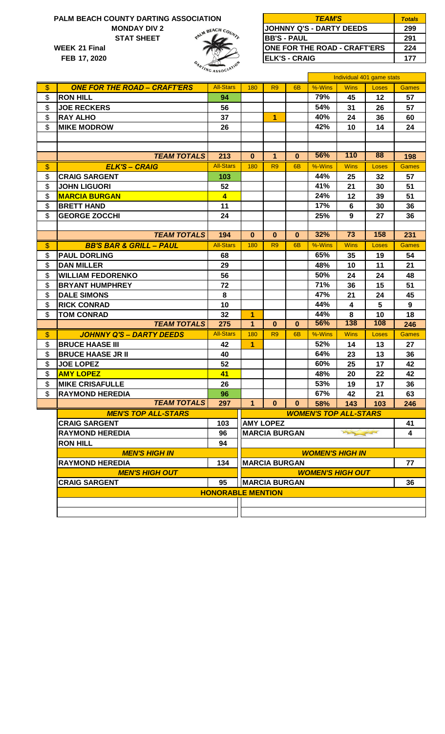**PALM BEACH COUNTY DARTING ASSOCIATION**

**MONDAY DIV 2**

**STAT SHEET**

**WEEK 21 Final**

**FEB 17, 2020**

| TEAM'S | Totals |
|---|---|
| JOHNNY Q'S - DARTY DEEDS | 299 |
| BB'S - PAUL | 291 |
| ONE FOR THE ROAD - CRAFT'ERS | 224 |
| ELK'S - CRAIG | 177 |

| $ | Player | All-Stars | 180 | R9 | 6B | %-Wins | Wins | Loses | Games |
|---|---|---|---|---|---|---|---|---|---|
| | | | | | | Individual 401 game stats | | | |
| $ | ***ONE FOR THE ROAD – CRAFT'ERS*** | All-Stars | 180 | R9 | 6B | %-Wins | Wins | Loses | Games |
| $ | RON HILL | 94 | | | | 79% | 45 | 12 | 57 |
| $ | JOE RECKERS | 56 | | | | 54% | 31 | 26 | 57 |
| $ | RAY ALHO | 37 | | 1 | | 40% | 24 | 36 | 60 |
| $ | MIKE MODROW | 26 | | | | 42% | 10 | 14 | 24 |
| | ***TEAM TOTALS*** | 213 | 0 | 1 | 0 | 56% | 110 | 88 | 198 |
| $ | ***ELK'S – CRAIG*** | All-Stars | 180 | R9 | 6B | %-Wins | Wins | Loses | Games |
| $ | CRAIG SARGENT | 103 | | | | 44% | 25 | 32 | 57 |
| $ | JOHN LIGUORI | 52 | | | | 41% | 21 | 30 | 51 |
| $ | MARCIA BURGAN | 4 | | | | 24% | 12 | 39 | 51 |
| $ | BRETT HAND | 11 | | | | 17% | 6 | 30 | 36 |
| $ | GEORGE ZOCCHI | 24 | | | | 25% | 9 | 27 | 36 |
| | ***TEAM TOTALS*** | 194 | 0 | 0 | 0 | 32% | 73 | 158 | 231 |
| $ | ***BB'S BAR & GRILL – PAUL*** | All-Stars | 180 | R9 | 6B | %-Wins | Wins | Loses | Games |
| $ | PAUL DORLING | 68 | | | | 65% | 35 | 19 | 54 |
| $ | DAN MILLER | 29 | | | | 48% | 10 | 11 | 21 |
| $ | WILLIAM FEDORENKO | 56 | | | | 50% | 24 | 24 | 48 |
| $ | BRYANT HUMPHREY | 72 | | | | 71% | 36 | 15 | 51 |
| $ | DALE SIMONS | 8 | | | | 47% | 21 | 24 | 45 |
| $ | RICK CONRAD | 10 | | | | 44% | 4 | 5 | 9 |
| $ | TOM CONRAD | 32 | 1 | | | 44% | 8 | 10 | 18 |
| | ***TEAM TOTALS*** | 275 | 1 | 0 | 0 | 56% | 138 | 108 | 246 |
| $ | ***JOHNNY Q'S – DARTY DEEDS*** | All-Stars | 180 | R9 | 6B | %-Wins | Wins | Loses | Games |
| $ | BRUCE HAASE III | 42 | 1 | | | 52% | 14 | 13 | 27 |
| $ | BRUCE HAASE JR II | 40 | | | | 64% | 23 | 13 | 36 |
| $ | JOE LOPEZ | 52 | | | | 60% | 25 | 17 | 42 |
| $ | AMY LOPEZ | 41 | | | | 48% | 20 | 22 | 42 |
| $ | MIKE CRISAFULLE | 26 | | | | 53% | 19 | 17 | 36 |
| $ | RAYMOND HEREDIA | 96 | | | | 67% | 42 | 21 | 63 |
| | ***TEAM TOTALS*** | 297 | 1 | 0 | 0 | 58% | 143 | 103 | 246 |

| ***MEN'S TOP ALL-STARS*** | | ***WOMEN'S TOP ALL-STARS*** | |
|---|---|---|---|
| CRAIG SARGENT | 103 | AMY LOPEZ | 41 |
| RAYMOND HEREDIA | 96 | MARCIA BURGAN | 4 |
| RON HILL | 94 | | |
| ***MEN'S HIGH IN*** | | ***WOMEN'S HIGH IN*** | |
| RAYMOND HEREDIA | 134 | MARCIA BURGAN | 77 |
| ***MEN'S HIGH OUT*** | | ***WOMEN'S HIGH OUT*** | |
| CRAIG SARGENT | 95 | MARCIA BURGAN | 36 |

**HONORABLE MENTION**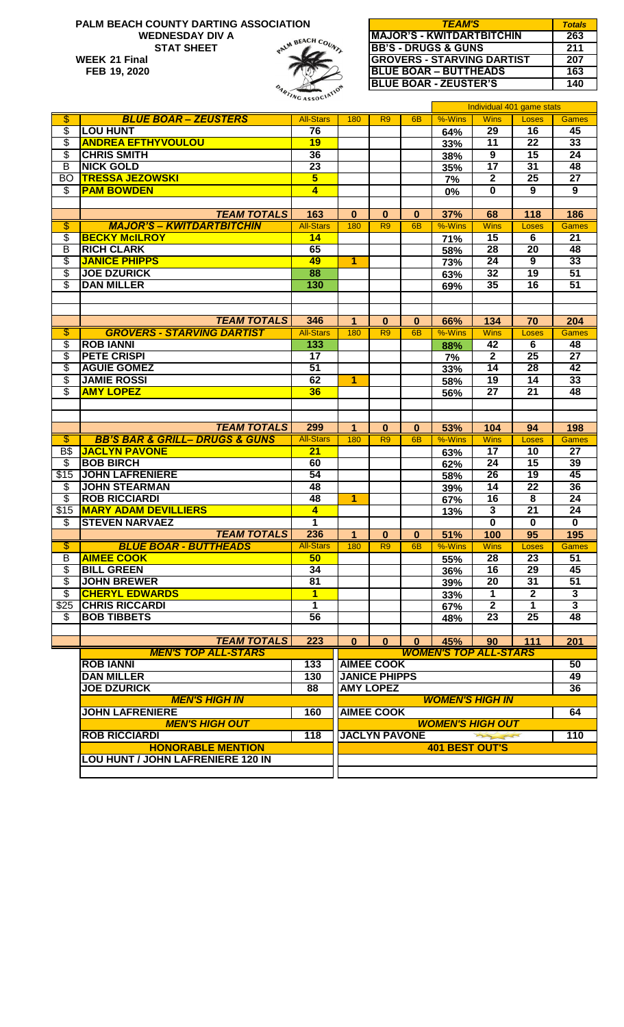# PALM BEACH COUNTY DARTING ASSOCIATION

**WEDNESDAY DIV A**
**STAT SHEET**

**WEEK 21 Final**
**FEB 19, 2020**

| *TEAM'S* | *Totals* |
|---|---|
| MAJOR'S - KWITDARTBITCHIN | 263 |
| BB'S - DRUGS & GUNS | 211 |
| GROVERS - STARVING DARTIST | 207 |
| BLUE BOAR – BUTTHEADS | 163 |
| BLUE BOAR - ZEUSTER'S | 140 |

| | | | | | | Individual 401 game stats | | | |
|---|---|---|---|---|---|---|---|---|---|
| $ | *BLUE BOAR – ZEUSTERS* | All-Stars | 180 | R9 | 6B | %-Wins | Wins | Loses | Games |
| $ | LOU HUNT | 76 | | | | 64% | 29 | 16 | 45 |
| $ | ANDREA EFTHYVOULOU | 19 | | | | 33% | 11 | 22 | 33 |
| $ | CHRIS SMITH | 36 | | | | 38% | 9 | 15 | 24 |
| B | NICK GOLD | 23 | | | | 35% | 17 | 31 | 48 |
| BO | TRESSA JEZOWSKI | 5 | | | | 7% | 2 | 25 | 27 |
| $ | PAM BOWDEN | 4 | | | | 0% | 0 | 9 | 9 |
| | *TEAM TOTALS* | 163 | 0 | 0 | 0 | 37% | 68 | 118 | 186 |
| $ | *MAJOR'S – KWITDARTBITCHIN* | All-Stars | 180 | R9 | 6B | %-Wins | Wins | Loses | Games |
| $ | BECKY McILROY | 14 | | | | 71% | 15 | 6 | 21 |
| B | RICH CLARK | 65 | | | | 58% | 28 | 20 | 48 |
| $ | JANICE PHIPPS | 49 | 1 | | | 73% | 24 | 9 | 33 |
| $ | JOE DZURICK | 88 | | | | 63% | 32 | 19 | 51 |
| $ | DAN MILLER | 130 | | | | 69% | 35 | 16 | 51 |
| | *TEAM TOTALS* | 346 | 1 | 0 | 0 | 66% | 134 | 70 | 204 |
| $ | *GROVERS - STARVING DARTIST* | All-Stars | 180 | R9 | 6B | %-Wins | Wins | Loses | Games |
| $ | ROB IANNI | 133 | | | | 88% | 42 | 6 | 48 |
| $ | PETE CRISPI | 17 | | | | 7% | 2 | 25 | 27 |
| $ | AGUIE GOMEZ | 51 | | | | 33% | 14 | 28 | 42 |
| $ | JAMIE ROSSI | 62 | 1 | | | 58% | 19 | 14 | 33 |
| $ | AMY LOPEZ | 36 | | | | 56% | 27 | 21 | 48 |
| | *TEAM TOTALS* | 299 | 1 | 0 | 0 | 53% | 104 | 94 | 198 |
| $ | *BB'S BAR & GRILL– DRUGS & GUNS* | All-Stars | 180 | R9 | 6B | %-Wins | Wins | Loses | Games |
| B$ | JACLYN PAVONE | 21 | | | | 63% | 17 | 10 | 27 |
| $ | BOB BIRCH | 60 | | | | 62% | 24 | 15 | 39 |
| $15 | JOHN LAFRENIERE | 54 | | | | 58% | 26 | 19 | 45 |
| $ | JOHN STEARMAN | 48 | | | | 39% | 14 | 22 | 36 |
| $ | ROB RICCIARDI | 48 | 1 | | | 67% | 16 | 8 | 24 |
| $15 | MARY ADAM DEVILLIERS | 4 | | | | 13% | 3 | 21 | 24 |
| $ | STEVEN NARVAEZ | 1 | | | | | 0 | 0 | 0 |
| | *TEAM TOTALS* | 236 | 1 | 0 | 0 | 51% | 100 | 95 | 195 |
| $ | *BLUE BOAR - BUTTHEADS* | All-Stars | 180 | R9 | 6B | %-Wins | Wins | Loses | Games |
| B | AIMEE COOK | 50 | | | | 55% | 28 | 23 | 51 |
| $ | BILL GREEN | 34 | | | | 36% | 16 | 29 | 45 |
| $ | JOHN BREWER | 81 | | | | 39% | 20 | 31 | 51 |
| $ | CHERYL EDWARDS | 1 | | | | 33% | 1 | 2 | 3 |
| $25 | CHRIS RICCARDI | 1 | | | | 67% | 2 | 1 | 3 |
| $ | BOB TIBBETS | 56 | | | | 48% | 23 | 25 | 48 |
| | *TEAM TOTALS* | 223 | 0 | 0 | 0 | 45% | 90 | 111 | 201 |

| *MEN'S TOP ALL-STARS* | | *WOMEN'S TOP ALL-STARS* | |
|---|---|---|---|
| ROB IANNI | 133 | AIMEE COOK | 50 |
| DAN MILLER | 130 | JANICE PHIPPS | 49 |
| JOE DZURICK | 88 | AMY LOPEZ | 36 |
| *MEN'S HIGH IN* | | *WOMEN'S HIGH IN* | |
| JOHN LAFRENIERE | 160 | AIMEE COOK | 64 |
| *MEN'S HIGH OUT* | | *WOMEN'S HIGH OUT* | |
| ROB RICCIARDI | 118 | JACLYN PAVONE | 110 |
| *HONORABLE MENTION* | | *401 BEST OUT'S* | |
| LOU HUNT / JOHN LAFRENIERE 120 IN | | | |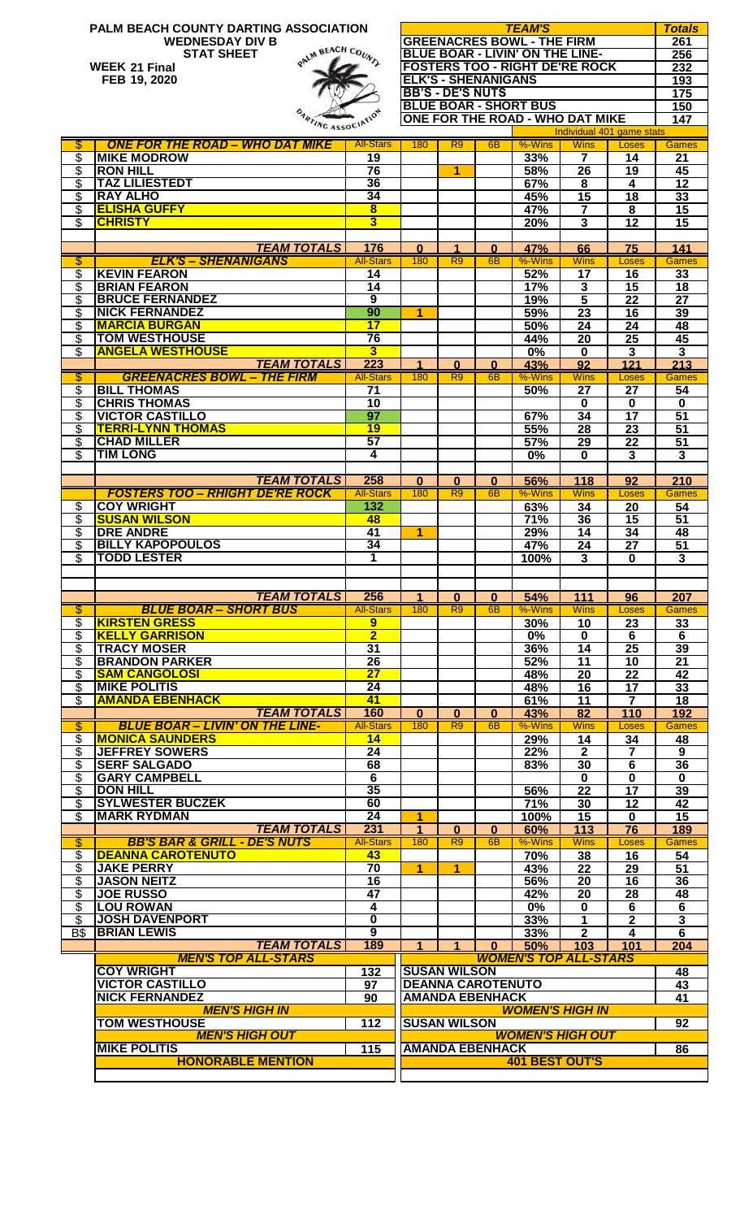# PALM BEACH COUNTY DARTING ASSOCIATION

**WEDNESDAY DIV B**

**STAT SHEET**

**WEEK 21 Final**

**FEB 19, 2020**

| TEAM'S | Totals |
|---|---|
| GREENACRES BOWL - THE FIRM | 261 |
| BLUE BOAR - LIVIN' ON THE LINE- | 256 |
| FOSTERS TOO - RIGHT DE'RE ROCK | 232 |
| ELK'S - SHENANIGANS | 193 |
| BB'S - DE'S NUTS | 175 |
| BLUE BOAR - SHORT BUS | 150 |
| ONE FOR THE ROAD - WHO DAT MIKE | 147 |

Individual 401 game stats

| $ | ONE FOR THE ROAD – WHO DAT MIKE | All-Stars | 180 | R9 | 6B | %-Wins | Wins | Loses | Games |
|---|---|---|---|---|---|---|---|---|---|
| $ | MIKE MODROW | 19 | | | | 33% | 7 | 14 | 21 |
| $ | RON HILL | 76 | | 1 | | 58% | 26 | 19 | 45 |
| $ | TAZ LILIESTEDT | 36 | | | | 67% | 8 | 4 | 12 |
| $ | RAY ALHO | 34 | | | | 45% | 15 | 18 | 33 |
| $ | ELISHA GUFFY | 8 | | | | 47% | 7 | 8 | 15 |
| $ | CHRISTY | 3 | | | | 20% | 3 | 12 | 15 |
| | TEAM TOTALS | 176 | 0 | 1 | 0 | 47% | 66 | 75 | 141 |
| $ | ELK'S – SHENANIGANS | All-Stars | 180 | R9 | 6B | %-Wins | Wins | Loses | Games |
| $ | KEVIN FEARON | 14 | | | | 52% | 17 | 16 | 33 |
| $ | BRIAN FEARON | 14 | | | | 17% | 3 | 15 | 18 |
| $ | BRUCE FERNANDEZ | 9 | | | | 19% | 5 | 22 | 27 |
| $ | NICK FERNANDEZ | 90 | 1 | | | 59% | 23 | 16 | 39 |
| $ | MARCIA BURGAN | 17 | | | | 50% | 24 | 24 | 48 |
| $ | TOM WESTHOUSE | 76 | | | | 44% | 20 | 25 | 45 |
| $ | ANGELA WESTHOUSE | 3 | | | | 0% | 0 | 3 | 3 |
| | TEAM TOTALS | 223 | 1 | 0 | 0 | 43% | 92 | 121 | 213 |
| $ | GREENACRES BOWL – THE FIRM | All-Stars | 180 | R9 | 6B | %-Wins | Wins | Loses | Games |
| $ | BILL THOMAS | 71 | | | | 50% | 27 | 27 | 54 |
| $ | CHRIS THOMAS | 10 | | | | | 0 | 0 | 0 |
| $ | VICTOR CASTILLO | 97 | | | | 67% | 34 | 17 | 51 |
| $ | TERRI-LYNN THOMAS | 19 | | | | 55% | 28 | 23 | 51 |
| $ | CHAD MILLER | 57 | | | | 57% | 29 | 22 | 51 |
| $ | TIM LONG | 4 | | | | 0% | 0 | 3 | 3 |
| | TEAM TOTALS | 258 | 0 | 0 | 0 | 56% | 118 | 92 | 210 |
| | FOSTERS TOO – RHIGHT DE'RE ROCK | All-Stars | 180 | R9 | 6B | %-Wins | Wins | Loses | Games |
| $ | COY WRIGHT | 132 | | | | 63% | 34 | 20 | 54 |
| $ | SUSAN WILSON | 48 | | | | 71% | 36 | 15 | 51 |
| $ | DRE ANDRE | 41 | 1 | | | 29% | 14 | 34 | 48 |
| $ | BILLY KAPOPOULOS | 34 | | | | 47% | 24 | 27 | 51 |
| $ | TODD LESTER | 1 | | | | 100% | 3 | 0 | 3 |
| | TEAM TOTALS | 256 | 1 | 0 | 0 | 54% | 111 | 96 | 207 |
| $ | BLUE BOAR – SHORT BUS | All-Stars | 180 | R9 | 6B | %-Wins | Wins | Loses | Games |
| $ | KIRSTEN GRESS | 9 | | | | 30% | 10 | 23 | 33 |
| $ | KELLY GARRISON | 2 | | | | 0% | 0 | 6 | 6 |
| $ | TRACY MOSER | 31 | | | | 36% | 14 | 25 | 39 |
| $ | BRANDON PARKER | 26 | | | | 52% | 11 | 10 | 21 |
| $ | SAM CANGOLOSI | 27 | | | | 48% | 20 | 22 | 42 |
| $ | MIKE POLITIS | 24 | | | | 48% | 16 | 17 | 33 |
| $ | AMANDA EBENHACK | 41 | | | | 61% | 11 | 7 | 18 |
| | TEAM TOTALS | 160 | 0 | 0 | 0 | 43% | 82 | 110 | 192 |
| $ | BLUE BOAR – LIVIN' ON THE LINE- | All-Stars | 180 | R9 | 6B | %-Wins | Wins | Loses | Games |
| $ | MONICA SAUNDERS | 14 | | | | 29% | 14 | 34 | 48 |
| $ | JEFFREY SOWERS | 24 | | | | 22% | 2 | 7 | 9 |
| $ | SERF SALGADO | 68 | | | | 83% | 30 | 6 | 36 |
| $ | GARY CAMPBELL | 6 | | | | | 0 | 0 | 0 |
| $ | DON HILL | 35 | | | | 56% | 22 | 17 | 39 |
| $ | SYLWESTER BUCZEK | 60 | | | | 71% | 30 | 12 | 42 |
| $ | MARK RYDMAN | 24 | 1 | | | 100% | 15 | 0 | 15 |
| | TEAM TOTALS | 231 | 1 | 0 | 0 | 60% | 113 | 76 | 189 |
| $ | BB'S BAR & GRILL - DE'S NUTS | All-Stars | 180 | R9 | 6B | %-Wins | Wins | Loses | Games |
| $ | DEANNA CAROTENUTO | 43 | | | | 70% | 38 | 16 | 54 |
| $ | JAKE PERRY | 70 | 1 | 1 | | 43% | 22 | 29 | 51 |
| $ | JASON NEITZ | 16 | | | | 56% | 20 | 16 | 36 |
| $ | JOE RUSSO | 47 | | | | 42% | 20 | 28 | 48 |
| $ | LOU ROWAN | 4 | | | | 0% | 0 | 6 | 6 |
| $ | JOSH DAVENPORT | 0 | | | | 33% | 1 | 2 | 3 |
| B$ | BRIAN LEWIS | 9 | | | | 33% | 2 | 4 | 6 |
| | TEAM TOTALS | 189 | 1 | 1 | 0 | 50% | 103 | 101 | 204 |

| MEN'S TOP ALL-STARS | | WOMEN'S TOP ALL-STARS | |
|---|---|---|---|
| COY WRIGHT | 132 | SUSAN WILSON | 48 |
| VICTOR CASTILLO | 97 | DEANNA CAROTENUTO | 43 |
| NICK FERNANDEZ | 90 | AMANDA EBENHACK | 41 |
| **MEN'S HIGH IN** | | **WOMEN'S HIGH IN** | |
| TOM WESTHOUSE | 112 | SUSAN WILSON | 92 |
| **MEN'S HIGH OUT** | | **WOMEN'S HIGH OUT** | |
| MIKE POLITIS | 115 | AMANDA EBENHACK | 86 |
| **HONORABLE MENTION** | | **401 BEST OUT'S** | |